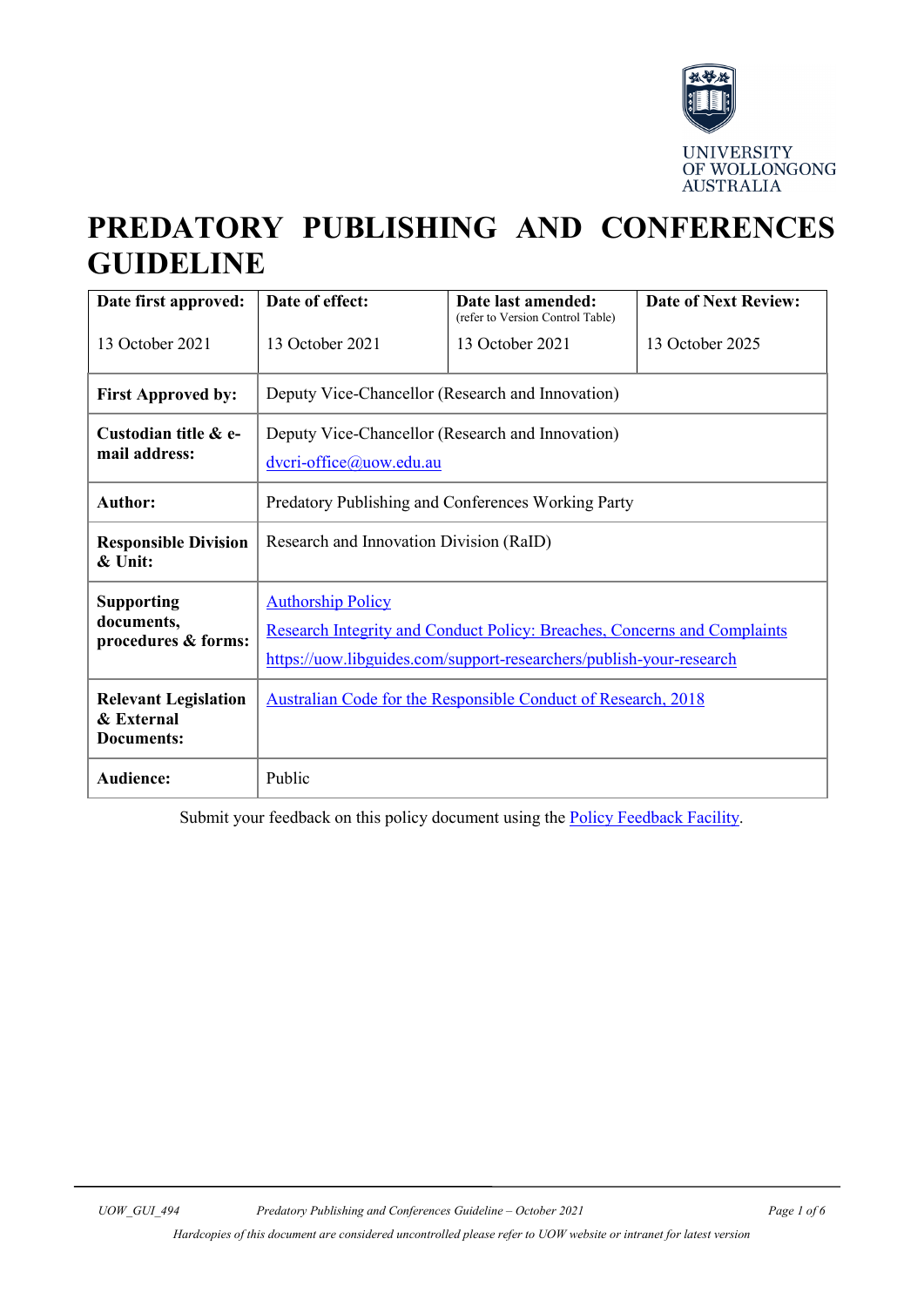# PREDATORY PUBLISHING AND CONFERENCES GUIDELINE

| Date first approved: | Date of effect: | Date last amended: (refer to Version Control Table) | Date of Next Review: |
|---|---|---|---|
| 13 October 2021 | 13 October 2021 | 13 October 2021 | 13 October 2025 |

| | |
|---|---|
| **First Approved by:** | Deputy Vice-Chancellor (Research and Innovation) |
| **Custodian title & e-mail address:** | Deputy Vice-Chancellor (Research and Innovation) dvcri-office@uow.edu.au |
| **Author:** | Predatory Publishing and Conferences Working Party |
| **Responsible Division & Unit:** | Research and Innovation Division (RaID) |
| **Supporting documents, procedures & forms:** | Authorship Policy<br>Research Integrity and Conduct Policy: Breaches, Concerns and Complaints<br>https://uow.libguides.com/support-researchers/publish-your-research |
| **Relevant Legislation & External Documents:** | Australian Code for the Responsible Conduct of Research, 2018 |
| **Audience:** | Public |

Submit your feedback on this policy document using the Policy Feedback Facility.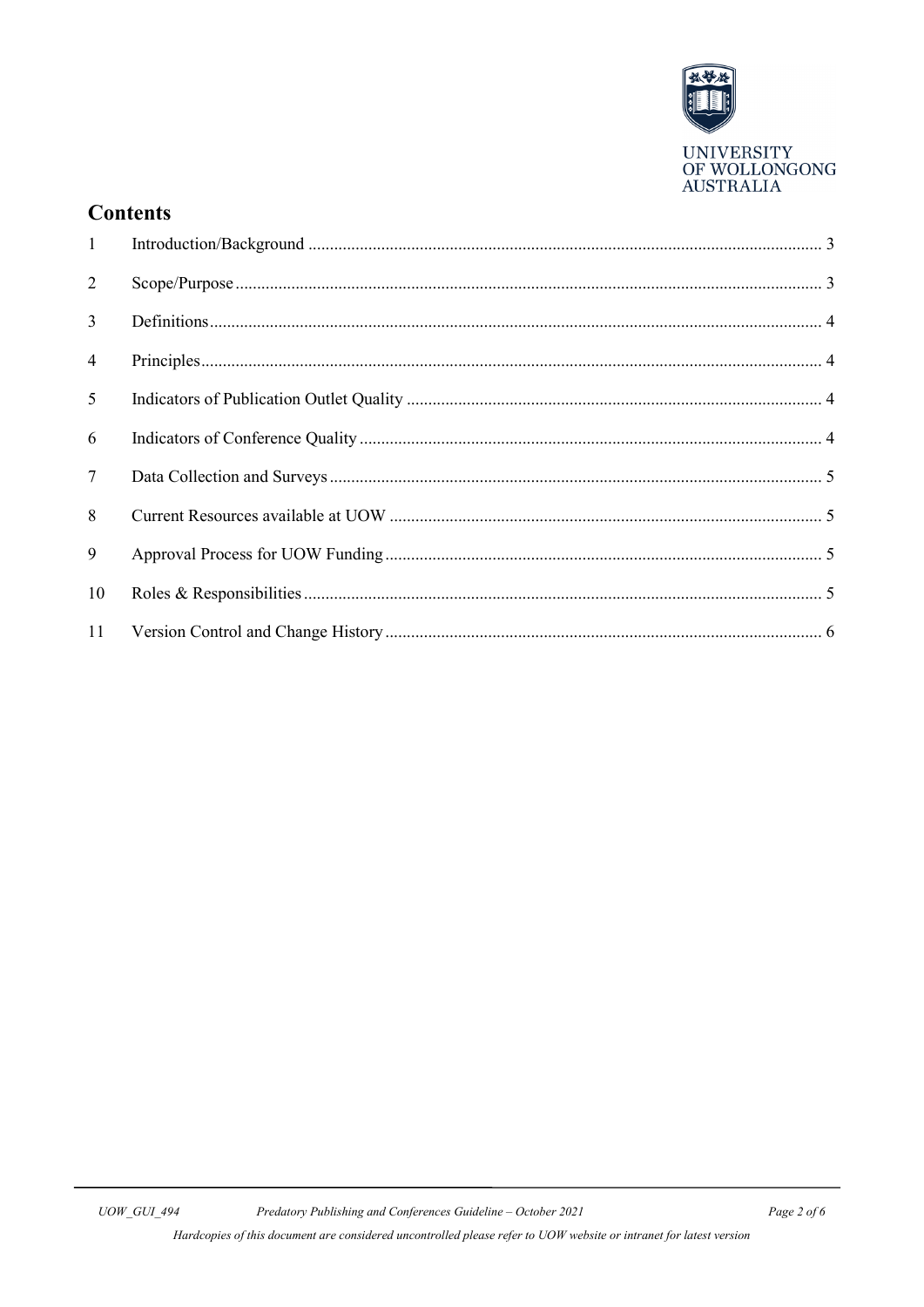## Contents

| | | |
|---|---|---|
| 1 | Introduction/Background | 3 |
| 2 | Scope/Purpose | 3 |
| 3 | Definitions | 4 |
| 4 | Principles | 4 |
| 5 | Indicators of Publication Outlet Quality | 4 |
| 6 | Indicators of Conference Quality | 4 |
| 7 | Data Collection and Surveys | 5 |
| 8 | Current Resources available at UOW | 5 |
| 9 | Approval Process for UOW Funding | 5 |
| 10 | Roles & Responsibilities | 5 |
| 11 | Version Control and Change History | 6 |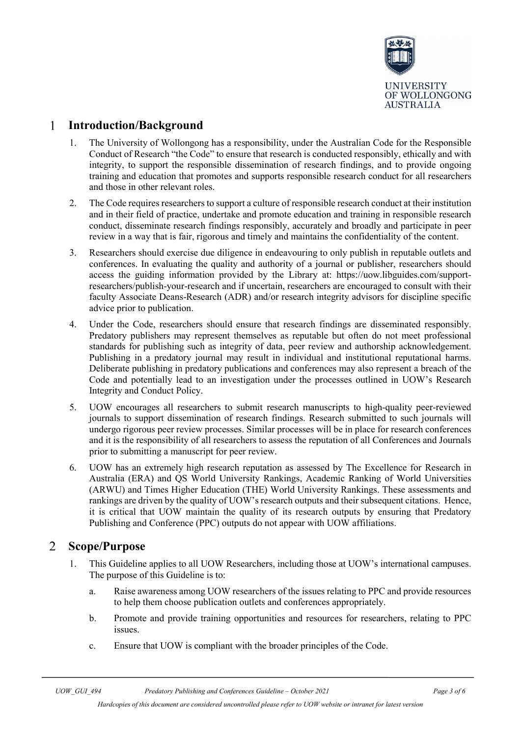## 1 Introduction/Background

1. The University of Wollongong has a responsibility, under the Australian Code for the Responsible Conduct of Research "the Code" to ensure that research is conducted responsibly, ethically and with integrity, to support the responsible dissemination of research findings, and to provide ongoing training and education that promotes and supports responsible research conduct for all researchers and those in other relevant roles.
2. The Code requires researchers to support a culture of responsible research conduct at their institution and in their field of practice, undertake and promote education and training in responsible research conduct, disseminate research findings responsibly, accurately and broadly and participate in peer review in a way that is fair, rigorous and timely and maintains the confidentiality of the content.
3. Researchers should exercise due diligence in endeavouring to only publish in reputable outlets and conferences. In evaluating the quality and authority of a journal or publisher, researchers should access the guiding information provided by the Library at: https://uow.libguides.com/support-researchers/publish-your-research and if uncertain, researchers are encouraged to consult with their faculty Associate Deans-Research (ADR) and/or research integrity advisors for discipline specific advice prior to publication.
4. Under the Code, researchers should ensure that research findings are disseminated responsibly. Predatory publishers may represent themselves as reputable but often do not meet professional standards for publishing such as integrity of data, peer review and authorship acknowledgement. Publishing in a predatory journal may result in individual and institutional reputational harms. Deliberate publishing in predatory publications and conferences may also represent a breach of the Code and potentially lead to an investigation under the processes outlined in UOW's Research Integrity and Conduct Policy.
5. UOW encourages all researchers to submit research manuscripts to high-quality peer-reviewed journals to support dissemination of research findings. Research submitted to such journals will undergo rigorous peer review processes. Similar processes will be in place for research conferences and it is the responsibility of all researchers to assess the reputation of all Conferences and Journals prior to submitting a manuscript for peer review.
6. UOW has an extremely high research reputation as assessed by The Excellence for Research in Australia (ERA) and QS World University Rankings, Academic Ranking of World Universities (ARWU) and Times Higher Education (THE) World University Rankings. These assessments and rankings are driven by the quality of UOW's research outputs and their subsequent citations. Hence, it is critical that UOW maintain the quality of its research outputs by ensuring that Predatory Publishing and Conference (PPC) outputs do not appear with UOW affiliations.

## 2 Scope/Purpose

1. This Guideline applies to all UOW Researchers, including those at UOW's international campuses. The purpose of this Guideline is to:
   a. Raise awareness among UOW researchers of the issues relating to PPC and provide resources to help them choose publication outlets and conferences appropriately.
   b. Promote and provide training opportunities and resources for researchers, relating to PPC issues.
   c. Ensure that UOW is compliant with the broader principles of the Code.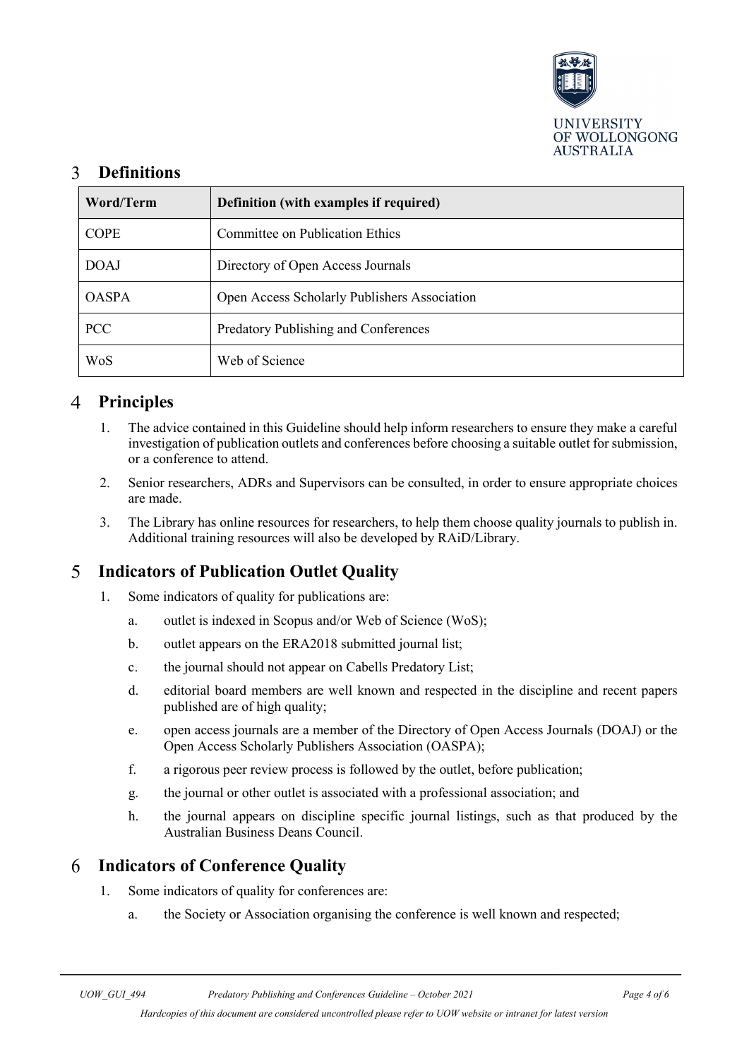## 3 Definitions

| Word/Term | Definition (with examples if required) |
| --- | --- |
| COPE | Committee on Publication Ethics |
| DOAJ | Directory of Open Access Journals |
| OASPA | Open Access Scholarly Publishers Association |
| PCC | Predatory Publishing and Conferences |
| WoS | Web of Science |

## 4 Principles

1. The advice contained in this Guideline should help inform researchers to ensure they make a careful investigation of publication outlets and conferences before choosing a suitable outlet for submission, or a conference to attend.
2. Senior researchers, ADRs and Supervisors can be consulted, in order to ensure appropriate choices are made.
3. The Library has online resources for researchers, to help them choose quality journals to publish in. Additional training resources will also be developed by RAiD/Library.

## 5 Indicators of Publication Outlet Quality

1. Some indicators of quality for publications are:
   a. outlet is indexed in Scopus and/or Web of Science (WoS);
   b. outlet appears on the ERA2018 submitted journal list;
   c. the journal should not appear on Cabells Predatory List;
   d. editorial board members are well known and respected in the discipline and recent papers published are of high quality;
   e. open access journals are a member of the Directory of Open Access Journals (DOAJ) or the Open Access Scholarly Publishers Association (OASPA);
   f. a rigorous peer review process is followed by the outlet, before publication;
   g. the journal or other outlet is associated with a professional association; and
   h. the journal appears on discipline specific journal listings, such as that produced by the Australian Business Deans Council.

## 6 Indicators of Conference Quality

1. Some indicators of quality for conferences are:
   a. the Society or Association organising the conference is well known and respected;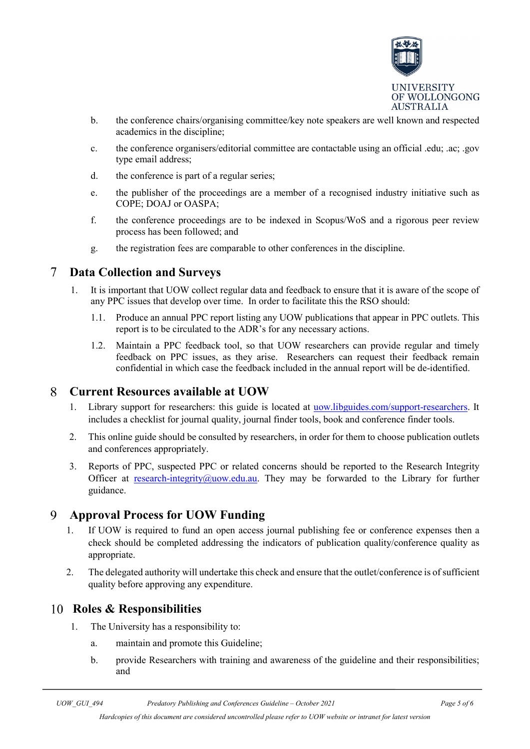b. the conference chairs/organising committee/key note speakers are well known and respected academics in the discipline;

c. the conference organisers/editorial committee are contactable using an official .edu; .ac; .gov type email address;

d. the conference is part of a regular series;

e. the publisher of the proceedings are a member of a recognised industry initiative such as COPE; DOAJ or OASPA;

f. the conference proceedings are to be indexed in Scopus/WoS and a rigorous peer review process has been followed; and

g. the registration fees are comparable to other conferences in the discipline.

## 7 Data Collection and Surveys

1. It is important that UOW collect regular data and feedback to ensure that it is aware of the scope of any PPC issues that develop over time. In order to facilitate this the RSO should:

   1.1. Produce an annual PPC report listing any UOW publications that appear in PPC outlets. This report is to be circulated to the ADR's for any necessary actions.

   1.2. Maintain a PPC feedback tool, so that UOW researchers can provide regular and timely feedback on PPC issues, as they arise. Researchers can request their feedback remain confidential in which case the feedback included in the annual report will be de-identified.

## 8 Current Resources available at UOW

1. Library support for researchers: this guide is located at [uow.libguides.com/support-researchers](uow.libguides.com/support-researchers). It includes a checklist for journal quality, journal finder tools, book and conference finder tools.

2. This online guide should be consulted by researchers, in order for them to choose publication outlets and conferences appropriately.

3. Reports of PPC, suspected PPC or related concerns should be reported to the Research Integrity Officer at [research-integrity@uow.edu.au](mailto:research-integrity@uow.edu.au). They may be forwarded to the Library for further guidance.

## 9 Approval Process for UOW Funding

1. If UOW is required to fund an open access journal publishing fee or conference expenses then a check should be completed addressing the indicators of publication quality/conference quality as appropriate.

2. The delegated authority will undertake this check and ensure that the outlet/conference is of sufficient quality before approving any expenditure.

## 10 Roles & Responsibilities

1. The University has a responsibility to:

   a. maintain and promote this Guideline;

   b. provide Researchers with training and awareness of the guideline and their responsibilities; and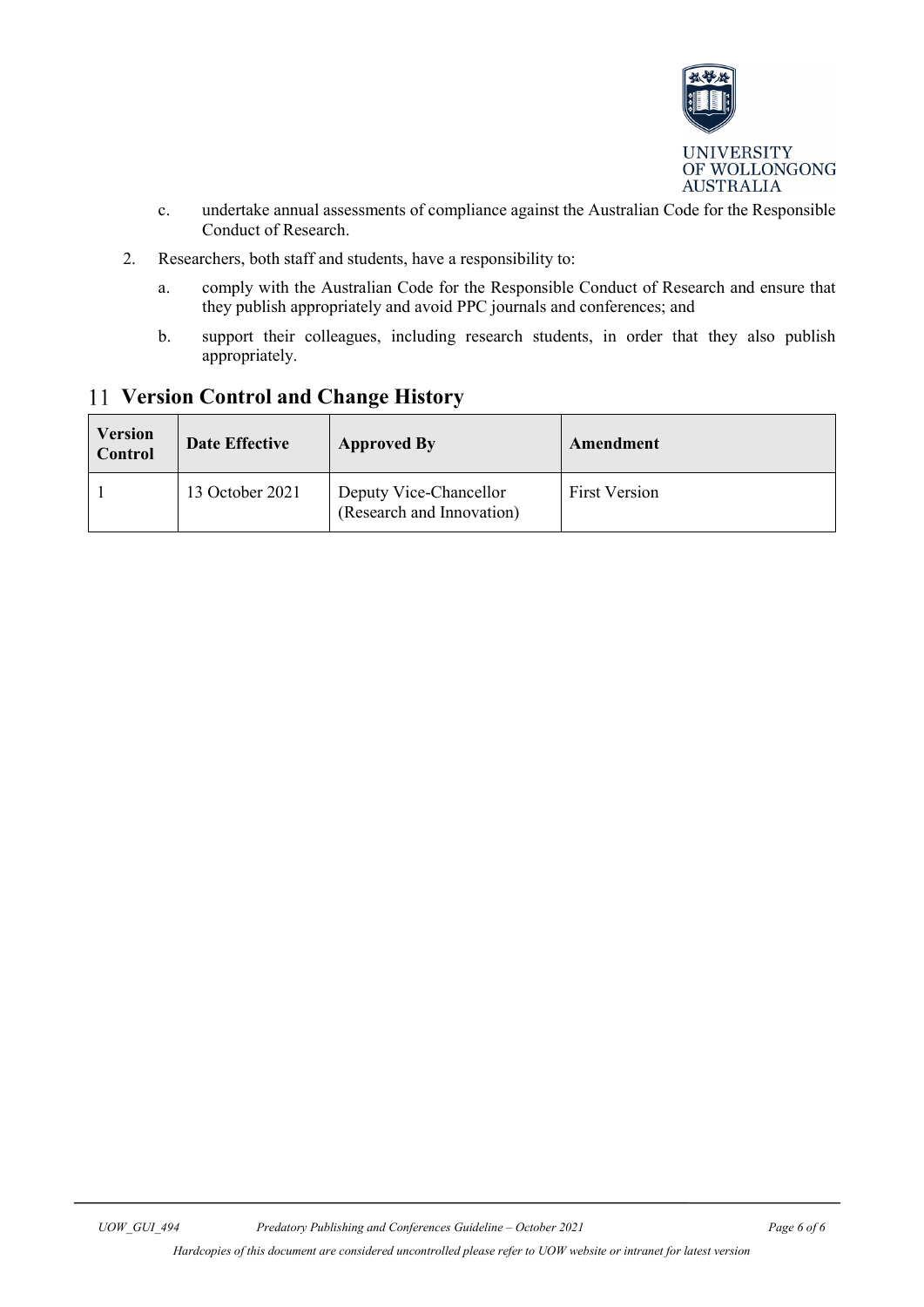c. undertake annual assessments of compliance against the Australian Code for the Responsible Conduct of Research.

2. Researchers, both staff and students, have a responsibility to:

   a. comply with the Australian Code for the Responsible Conduct of Research and ensure that they publish appropriately and avoid PPC journals and conferences; and

   b. support their colleagues, including research students, in order that they also publish appropriately.

## 11 Version Control and Change History

| Version Control | Date Effective | Approved By | Amendment |
|---|---|---|---|
| 1 | 13 October 2021 | Deputy Vice-Chancellor (Research and Innovation) | First Version |